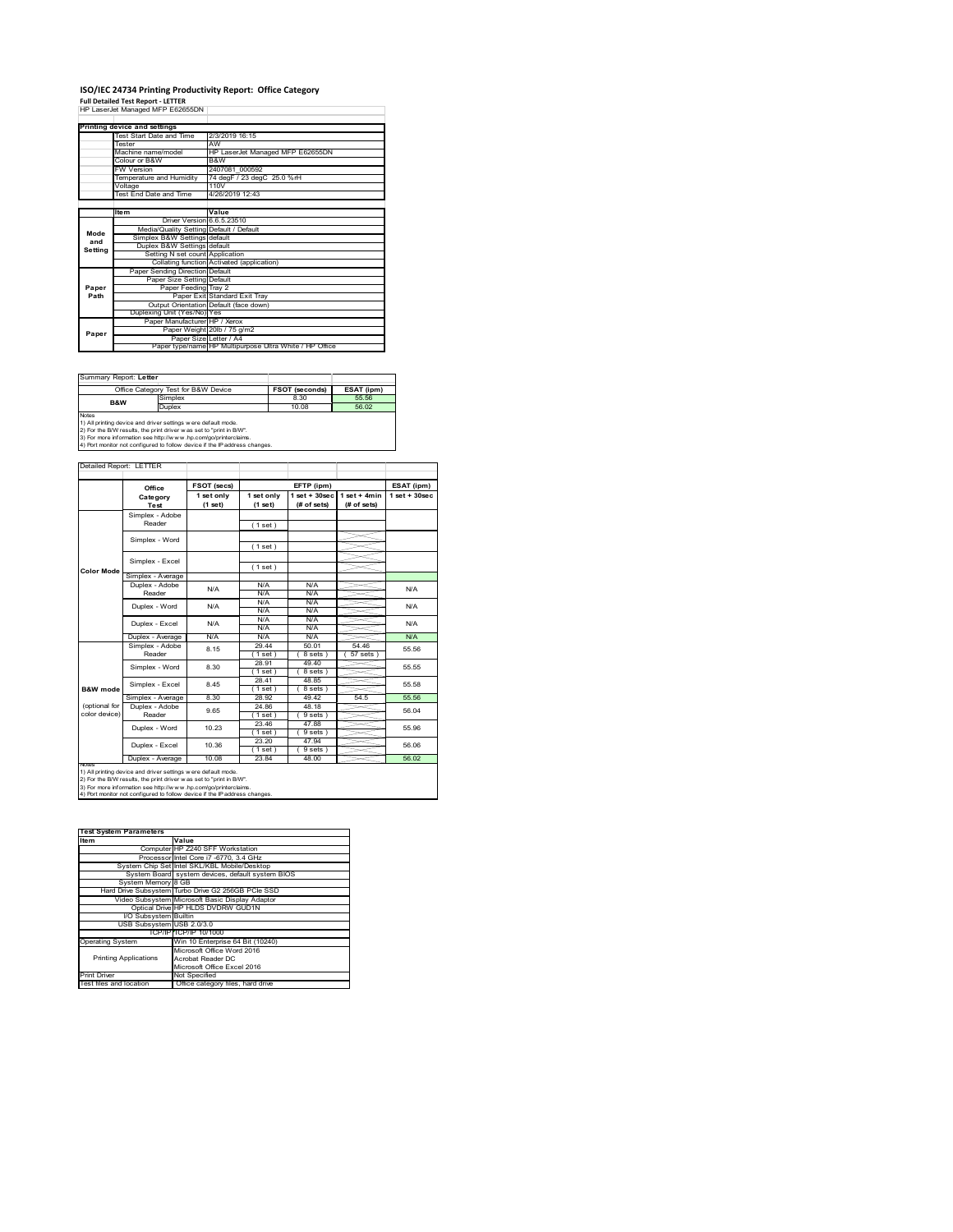# ISO/IEC 24734 Printing Productivity Report: Office Category

**Full Detailed Test Report - LETTER**

HP LaserJet Managed MFP E62655DN

| Printing device and settings | |
|---|---|
| Test Start Date and Time | 2/3/2019 16:15 |
| Tester | AW |
| Machine name/model | HP LaserJet Managed MFP E62655DN |
| Colour or B&W | B&W |
| FW Version | 2407081_000592 |
| Temperature and Humidity | 74 degF / 23 degC 25.0 %rH |
| Voltage | 110V |
| Test End Date and Time | 4/26/2019 12:43 |

| | Item | Value |
|---|---|---|
| Mode and Setting | Driver Version | 6.6.5.23510 |
| | Media/Quality Setting | Default / Default |
| | Simplex B&W Settings | default |
| | Duplex B&W Settings | default |
| | Setting N set count | Application |
| | Collating function | Activated (application) |
| Paper Path | Paper Sending Direction | Default |
| | Paper Size Setting | Default |
| | Paper Feeding | Tray 2 |
| | Paper Exit | Standard Exit Tray |
| | Output Orientation | Default (face down) |
| | Duplexing Unit (Yes/No) | Yes |
| Paper | Paper Manufacturer | HP / Xerox |
| | Paper Weight | 20lb / 75 g/m2 |
| | Paper Size | Letter / A4 |
| | Paper type/name | HP Multipurpose Ultra White / HP Office |

Summary Report: **Letter**

| Office Category Test for B&W Device | | FSOT (seconds) | ESAT (ipm) |
|---|---|---|---|
| B&W | Simplex | 8.30 | 55.56 |
| | Duplex | 10.08 | 56.02 |

Notes
1) All printing device and driver settings were default mode.
2) For the B/W results, the print driver was set to "print in B/W".
3) For more information see http://www.hp.com/go/printerclaims.
4) Port monitor not configured to follow device if the IP address changes.

Detailed Report: LETTER

| | Office Category Test | FSOT (secs) 1 set only (1 set) | EFTP (ipm) 1 set only (1 set) | EFTP (ipm) 1 set + 30sec (# of sets) | EFTP (ipm) 1 set + 4min (# of sets) | ESAT (ipm) 1 set + 30sec |
|---|---|---|---|---|---|---|
| Color Mode | Simplex - Adobe Reader | | (1 set) | | | |
| | Simplex - Word | | (1 set) | | | |
| | Simplex - Excel | | (1 set) | | | |
| | Simplex - Average | | | | | |
| | Duplex - Adobe Reader | N/A | N/A N/A | N/A N/A | | N/A |
| | Duplex - Word | N/A | N/A N/A | N/A N/A | | N/A |
| | Duplex - Excel | N/A | N/A N/A | N/A N/A | | N/A |
| | Duplex - Average | N/A | N/A | N/A | | N/A |
| B&W mode (optional for color device) | Simplex - Adobe Reader | 8.15 | 29.44 (1 set) | 50.01 (8 sets) | 54.46 (57 sets) | 55.56 |
| | Simplex - Word | 8.30 | 28.91 (1 set) | 49.40 (8 sets) | | 55.55 |
| | Simplex - Excel | 8.45 | 28.41 (1 set) | 48.85 (8 sets) | | 55.58 |
| | Simplex - Average | 8.30 | 28.92 | 49.42 | 54.5 | 55.56 |
| | Duplex - Adobe Reader | 9.65 | 24.86 (1 set) | 48.18 (9 sets) | | 56.04 |
| | Duplex - Word | 10.23 | 23.46 (1 set) | 47.88 (9 sets) | | 55.96 |
| | Duplex - Excel | 10.36 | 23.20 (1 set) | 47.94 (9 sets) | | 56.06 |
| | Duplex - Average | 10.08 | 23.84 | 48.00 | | 56.02 |

Notes
1) All printing device and driver settings were default mode.
2) For the B/W results, the print driver was set to "print in B/W".
3) For more information see http://www.hp.com/go/printerclaims.
4) Port monitor not configured to follow device if the IP address changes.

| Test System Parameters | |
|---|---|
| **Item** | **Value** |
| Computer | HP Z240 SFF Workstation |
| Processor | Intel Core i7 -6770, 3.4 GHz |
| System Chip Set | Intel SKL/KBL Mobile/Desktop |
| System Board | system devices, default system BIOS |
| System Memory | 8 GB |
| Hard Drive Subsystem | Turbo Drive G2 256GB PCIe SSD |
| Video Subsystem | Microsoft Basic Display Adaptor |
| Optical Drive | HP HLDS DVDRW GUD1N |
| I/O Subsystem | Builtin |
| USB Subsystem | USB 2.0/3.0 |
| TCP/IP | TCP/IP 10/1000 |
| Operating System | Win 10 Enterprise 64 Bit (10240) |
| Printing Applications | Microsoft Office Word 2016<br>Acrobat Reader DC<br>Microsoft Office Excel 2016 |
| Print Driver | Not Specified |
| Test files and location | Office category files, hard drive |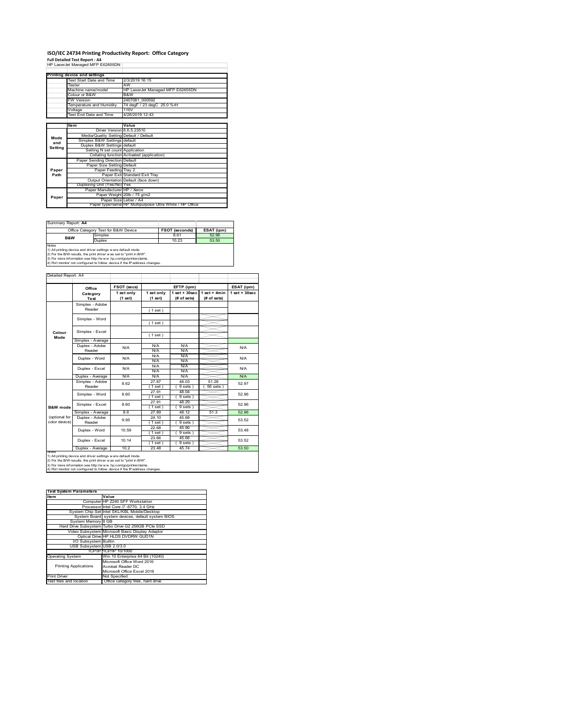# ISO/IEC 24734 Printing Productivity Report: Office Category

**Full Detailed Test Report - A4**

HP LaserJet Managed MFP E62655DN

| Printing device and settings | |
|---|---|
| Test Start Date and Time | 2/3/2019 16:15 |
| Tester | AW |
| Machine name/model | HP LaserJet Managed MFP E62655DN |
| Colour or B&W | B&W |
| FW Version | 2407081_000592 |
| Temperature and Humidity | 74 degF / 23 degC 25.0 %rH |
| Voltage | 110V |
| Test End Date and Time | 4/26/2019 12:43 |

| | Item | Value |
|---|---|---|
| Mode and Setting | Driver Version | 6.6.5.23510 |
| | Media/Quality Setting | Default / Default |
| | Simplex B&W Settings | default |
| | Duplex B&W Settings | default |
| | Setting N set count | Application |
| | Collating function | Activated (application) |
| Paper Path | Paper Sending Direction | Default |
| | Paper Size Setting | Default |
| | Paper Feeding | Tray 2 |
| | Paper Exit | Standard Exit Tray |
| | Output Orientation | Default (face down) |
| | Duplexing Unit (Yes/No) | Yes |
| Paper | Paper Manufacturer | HP / Xerox |
| | Paper Weight | 20lb / 75 g/m2 |
| | Paper Size | Letter / A4 |
| | Paper type/name | HP Multipurpose Ultra White / HP Office |

Summary Report: **A4**

| Office Category Test for B&W Device | | FSOT (seconds) | ESAT (ipm) |
|---|---|---|---|
| B&W | Simplex | 8.61 | 52.96 |
| | Duplex | 10.23 | 53.50 |

Notes
1) All printing device and driver settings were default mode.
2) For the B/W results, the print driver was set to "print in B/W".
3) For more information see http://www.hp.com/go/printerclaims.
4) Port monitor not configured to follow device if the IP address changes.

Detailed Report: A4

| | Office Category Test | FSOT (secs) 1 set only (1 set) | EFTP (ipm) 1 set only (1 set) | EFTP (ipm) 1 set + 30sec (# of sets) | EFTP (ipm) 1 set + 4min (# of sets) | ESAT (ipm) 1 set + 30sec |
|---|---|---|---|---|---|---|
| Colour Mode | Simplex - Adobe Reader | | (1 set) | | | |
| | Simplex - Word | | (1 set) | | | |
| | Simplex - Excel | | (1 set) | | | |
| | Simplex - Average | | | | | |
| | Duplex - Adobe Reader | N/A | N/A N/A | N/A N/A | | N/A |
| | Duplex - Word | N/A | N/A N/A | N/A N/A | | N/A |
| | Duplex - Excel | N/A | N/A N/A | N/A N/A | | N/A |
| | Duplex - Average | N/A | N/A | N/A | | N/A |
| B&W mode (optional for color device) | Simplex - Adobe Reader | 8.62 | 27.87 (1 set) | 48.03 (9 sets) | 51.28 (56 sets) | 52.97 |
| | Simplex - Word | 8.60 | 27.91 (1 set) | 48.04 (9 sets) | | 52.96 |
| | Simplex - Excel | 8.60 | 27.91 (1 set) | 48.29 (9 sets) | | 52.96 |
| | Simplex - Average | 8.6 | 27.89 | 48.12 | 51.3 | 52.96 |
| | Duplex - Adobe Reader | 9.95 | 24.10 (1 set) | 45.68 (9 sets) | | 53.52 |
| | Duplex - Word | 10.59 | 22.68 (1 set) | 45.90 (9 sets) | | 53.48 |
| | Duplex - Excel | 10.14 | 23.66 (1 set) | 45.66 (9 sets) | | 53.52 |
| | Duplex - Average | 10.2 | 23.48 | 45.74 | | 53.50 |

Notes
1) All printing device and driver settings were default mode.
2) For the B/W results, the print driver was set to "print in B/W".
3) For more information see http://www.hp.com/go/printerclaims.
4) Port monitor not configured to follow device if the IP address changes.

| Test System Parameters | |
|---|---|
| Item | Value |
| Computer | HP Z240 SFF Workstation |
| Processor | Intel Core i7 -6770, 3.4 GHz |
| System Chip Set | Intel SKL/KBL Mobile/Desktop |
| System Board | system devices, default system BIOS |
| System Memory | 8 GB |
| Hard Drive Subsystem | Turbo Drive G2 256GB PCIe SSD |
| Video Subsystem | Microsoft Basic Display Adaptor |
| Optical Drive | HP HLDS DVDRW GUD1N |
| I/O Subsystem | Builtin |
| USB Subsystem | USB 2.0/3.0 |
| TCP/IP | TCP/IP 10/1000 |
| Operating System | Win 10 Enterprise 64 Bit (10240) |
| Printing Applications | Microsoft Office Word 2016<br>Acrobat Reader DC<br>Microsoft Office Excel 2016 |
| Print Driver | Not Specified |
| Test files and location | Office category files, hard drive |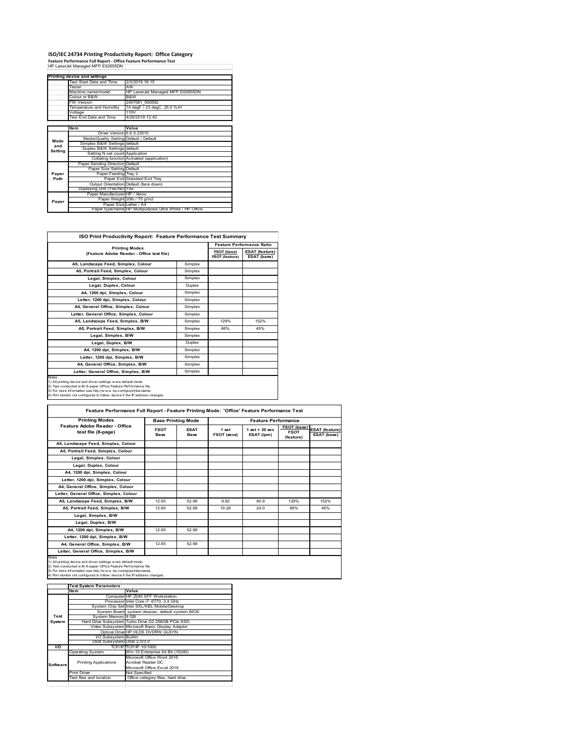# ISO/IEC 24734 Printing Productivity Report: Office Category

**Feature Performance Full Report - Office Feature Performance Test**

HP LaserJet Managed MFP E62655DN

| Printing device and settings | | |
|---|---|---|
| | Test Start Date and Time | 2/3/2019 16:15 |
| | Tester | AW |
| | Machine name/model | HP LaserJet Managed MFP E62655DN |
| | Colour or B&W | B&W |
| | FW Version | 2407081_000592 |
| | Temperature and Humidity | 74 degF / 23 degC 25.0 %rH |
| | Voltage | 110V |
| | Test End Date and Time | 4/26/2019 12:43 |

| | Item | Value |
|---|---|---|
| Mode and Setting | Driver Version | 6.6.5.23510 |
| | Media/Quality Setting | Default / Default |
| | Simplex B&W Settings | default |
| | Duplex B&W Settings | default |
| | Setting N set count | Application |
| | Collating function | Activated (application) |
| Paper Path | Paper Sending Direction | Default |
| | Paper Size Setting | Default |
| | Paper Feeding | Tray 2 |
| | Paper Exit | Standard Exit Tray |
| | Output Orientation | Default (face down) |
| | Duplexing Unit (Yes/No) | Yes |
| Paper | Paper Manufacturer | HP / Xerox |
| | Paper Weight | 20lb / 75 g/m2 |
| | Paper Size | Letter / A4 |
| | Paper type/name | HP Multipurpose Ultra White / HP Office |

## ISO Print Productivity Report: Feature Performance Test Summary

| Printing Modes (Feature Adobe Reader - Office test file) | | Feature Performance Ratio | |
|---|---|---|---|
| | | FSOT (base) / FSOT (feature) | ESAT (feature) / ESAT (base) |
| A5, Landscape Feed, Simplex, Colour | Simplex | | |
| A5, Portrait Feed, Simplex, Colour | Simplex | | |
| Legal, Simplex, Colour | Simplex | | |
| Legal, Duplex, Colour | Duplex | | |
| A4, 1200 dpi, Simplex, Colour | Simplex | | |
| Letter, 1200 dpi, Simplex, Colour | Simplex | | |
| A4, General Office, Simplex, Colour | Simplex | | |
| Letter, General Office, Simplex, Colour | Simplex | | |
| A5, Landscape Feed, Simplex, B/W | Simplex | 129% | 152% |
| A5, Portrait Feed, Simplex, B/W | Simplex | 66% | 45% |
| Legal, Simplex, B/W | Simplex | | |
| Legal, Duplex, B/W | Duplex | | |
| A4, 1200 dpi, Simplex, B/W | Simplex | | |
| Letter, 1200 dpi, Simplex, B/W | Simplex | | |
| A4, General Office, Simplex, B/W | Simplex | | |
| Letter, General Office, Simplex, B/W | Simplex | | |

Notes
1) All printing device and driver settings were default mode.
2) Test conducted with 8-paper Office Feature Performance file.
3) For more information see http://www.hp.com/go/printerclaims.
4) Port monitor not configured to follow device if the IP address changes.

## Feature Performance Full Report - Feature Printing Mode: 'Office' Feature Performance Test

| Printing Modes Feature Adobe Reader - Office test file (8-page) | Base Printing Mode | | Feature Performance | | | |
|---|---|---|---|---|---|---|
| | FSOT Base | ESAT Base | 1 set FSOT (secs) | 1 set + 30 sec ESAT (ipm) | FSOT (base) / FSOT (feature) | ESAT (feature) / ESAT (base) |
| A5, Landscape Feed, Simplex, Colour | | | | | | |
| A5, Portrait Feed, Simplex, Colour | | | | | | |
| Legal, Simplex, Colour | | | | | | |
| Legal, Duplex, Colour | | | | | | |
| A4, 1200 dpi, Simplex, Colour | | | | | | |
| Letter, 1200 dpi, Simplex, Colour | | | | | | |
| A4, General Office, Simplex, Colour | | | | | | |
| Letter, General Office, Simplex, Colour | | | | | | |
| A5, Landscape Feed, Simplex, B/W | 12.65 | 52.98 | 9.82 | 80.9 | 129% | 152% |
| A5, Portrait Feed, Simplex, B/W | 12.65 | 52.98 | 19.28 | 24.0 | 66% | 45% |
| Legal, Simplex, B/W | | | | | | |
| Legal, Duplex, B/W | | | | | | |
| A4, 1200 dpi, Simplex, B/W | 12.65 | 52.98 | | | | |
| Letter, 1200 dpi, Simplex, B/W | | | | | | |
| A4, General Office, Simplex, B/W | 12.65 | 52.98 | | | | |
| Letter, General Office, Simplex, B/W | | | | | | |

Notes
1) All printing device and driver settings were default mode.
2) Test conducted with 8-paper Office Feature Performance file
3) For more information see http://www.hp.com/go/printerclaims.
4) Port monitor not configured to follow device if the IP address changes.

| Test System Parameters | | |
|---|---|---|
| | Item | Value |
| Test System | Computer | HP Z240 SFF Workstation |
| | Processor | Intel Core i7 -6770, 3.4 GHz |
| | System Chip Set | Intel SKL/KBL Mobile/Desktop |
| | System Board | system devices, default system BIOS |
| | System Memory | 8 GB |
| | Hard Drive Subsystem | Turbo Drive G2 256GB PCIe SSD |
| | Video Subsystem | Microsoft Basic Display Adaptor |
| | Optical Drive | HP HLDS DVDRW GUD1N |
| | I/O Subsystem | Builtin |
| | USB Subsystem | USB 2.0/3.0 |
| I/O | TCP/IP | TCP/IP 10/1000 |
| Software | Operating System | Win 10 Enterprise 64 Bit (10240) |
| | Printing Applications | Microsoft Office Word 2016<br>Acrobat Reader DC<br>Microsoft Office Excel 2016 |
| | Print Driver | Not Specified |
| | Test files and location | Office category files, hard drive |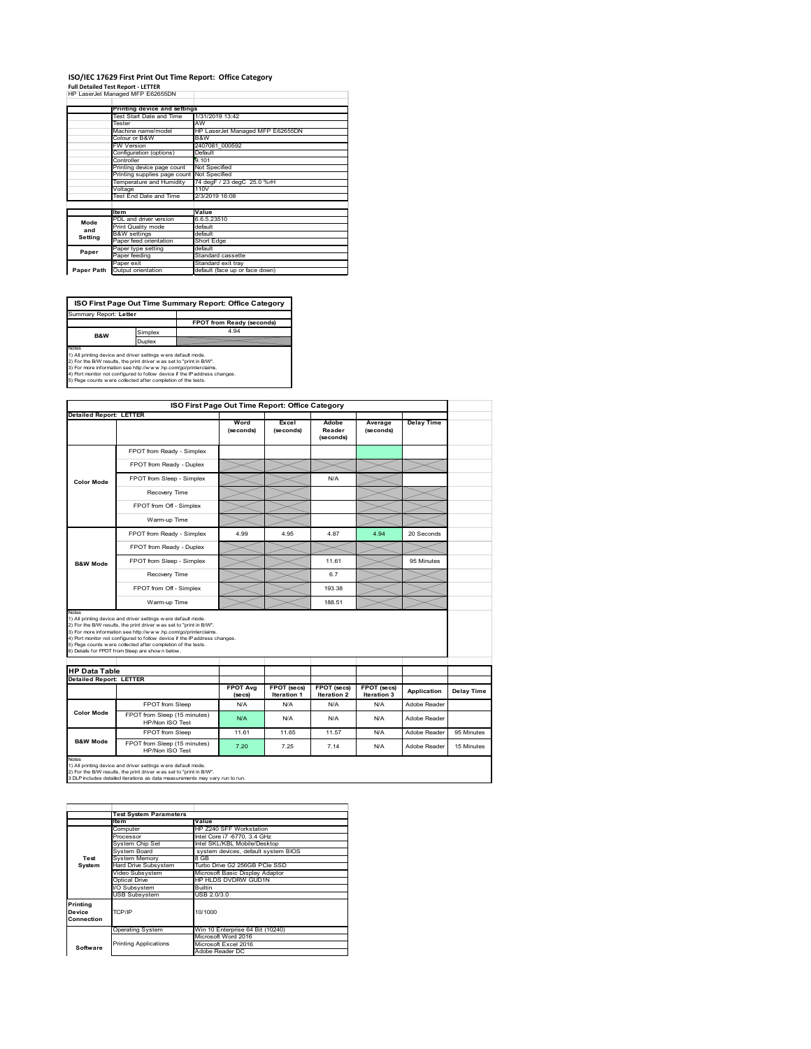# ISO/IEC 17629 First Print Out Time Report: Office Category

**Full Detailed Test Report - LETTER**

HP LaserJet Managed MFP E62655DN

| | Printing device and settings | |
|---|---|---|
| | Test Start Date and Time | 1/31/2019 13:42 |
| | Tester | AW |
| | Machine name/model | HP LaserJet Managed MFP E62655DN |
| | Colour or B&W | B&W |
| | FW Version | 2407081_000592 |
| | Configuration (options) | Default |
| | Controller | 9.101 |
| | Printing device page count | Not Specified |
| | Printing supplies page count | Not Specified |
| | Temperature and Humidity | 74 degF / 23 degC 25.0 %rH |
| | Voltage | 110V |
| | Test End Date and Time | 2/3/2019 16:08 |

| | Item | Value |
|---|---|---|
| Mode and Setting | PDL and driver version | 6.6.5.23510 |
| | Print Quality mode | default |
| | B&W settings | default |
| | Paper feed orientation | Short Edge |
| Paper | Paper type setting | default |
| | Paper feeding | Standard cassette |
| | Paper exit | Standard exit tray |
| Paper Path | Output orientation | default (face up or face down) |

## ISO First Page Out Time Summary Report: Office Category

Summary Report: **Letter**

| | | FPOT from Ready (seconds) |
|---|---|---|
| B&W | Simplex | 4.94 |
| | Duplex | |

Notes
1) All printing device and driver settings were default mode.
2) For the B/W results, the print driver was set to "print in B/W".
3) For more information see http://www.hp.com/go/printerclaims.
4) Port monitor not configured to follow device if the IP address changes.
5) Page counts were collected after completion of the tests.

## ISO First Page Out Time Report: Office Category

**Detailed Report: LETTER**

| | | Word (seconds) | Excel (seconds) | Adobe Reader (seconds) | Average (seconds) | Delay Time |
|---|---|---|---|---|---|---|
| Color Mode | FPOT from Ready - Simplex | | | | | |
| | FPOT from Ready - Duplex | | | | | |
| | FPOT from Sleep - Simplex | | | N/A | | |
| | Recovery Time | | | | | |
| | FPOT from Off - Simplex | | | | | |
| | Warm-up Time | | | | | |
| B&W Mode | FPOT from Ready - Simplex | 4.99 | 4.95 | 4.87 | 4.94 | 20 Seconds |
| | FPOT from Ready - Duplex | | | | | |
| | FPOT from Sleep - Simplex | | | 11.61 | | 95 Minutes |
| | Recovery Time | | | 6.7 | | |
| | FPOT from Off - Simplex | | | 193.38 | | |
| | Warm-up Time | | | 188.51 | | |

Notes
1) All printing device and driver settings were default mode.
2) For the B/W results, the print driver was set to "print in B/W".
3) For more information see http://www.hp.com/go/printerclaims.
4) Port monitor not configured to follow device if the IP address changes.
5) Page counts were collected after completion of the tests.
6) Details for FPOT from Sleep are shown below.

## HP Data Table

**Detailed Report: LETTER**

| | | FPOT Avg (secs) | FPOT (secs) Iteration 1 | FPOT (secs) Iteration 2 | FPOT (secs) Iteration 3 | Application | Delay Time |
|---|---|---|---|---|---|---|---|
| Color Mode | FPOT from Sleep | N/A | N/A | N/A | N/A | Adobe Reader | |
| | FPOT from Sleep (15 minutes) HP/Non ISO Test | N/A | N/A | N/A | N/A | Adobe Reader | |
| B&W Mode | FPOT from Sleep | 11.61 | 11.65 | 11.57 | N/A | Adobe Reader | 95 Minutes |
| | FPOT from Sleep (15 minutes) HP/Non ISO Test | 7.20 | 7.25 | 7.14 | N/A | Adobe Reader | 15 Minutes |

Notes
1) All printing device and driver settings were default mode.
2) For the B/W results, the print driver was set to "print in B/W".
3 DLP includes detailed iterations as data measurements may vary run to run.

| | Test System Parameters | |
|---|---|---|
| | Item | Value |
| Test System | Computer | HP Z240 SFF Workstation |
| | Processor | Intel Core i7 -6770, 3.4 GHz |
| | System Chip Set | Intel SKL/KBL Mobile/Desktop |
| | System Board | system devices, default system BIOS |
| | System Memory | 8 GB |
| | Hard Drive Subsystem | Turbo Drive G2 256GB PCIe SSD |
| | Video Subsystem | Microsoft Basic Display Adaptor |
| | Optical Drive | HP HLDS DVDRW GUD1N |
| | I/O Subsystem | Builtin |
| | USB Subsystem | USB 2.0/3.0 |
| Printing Device Connection | TCP/IP | 10/1000 |
| Software | Operating System | Win 10 Enterprise 64 Bit (10240) |
| | Printing Applications | Microsoft Word 2016 |
| | | Microsoft Excel 2016 |
| | | Adobe Reader DC |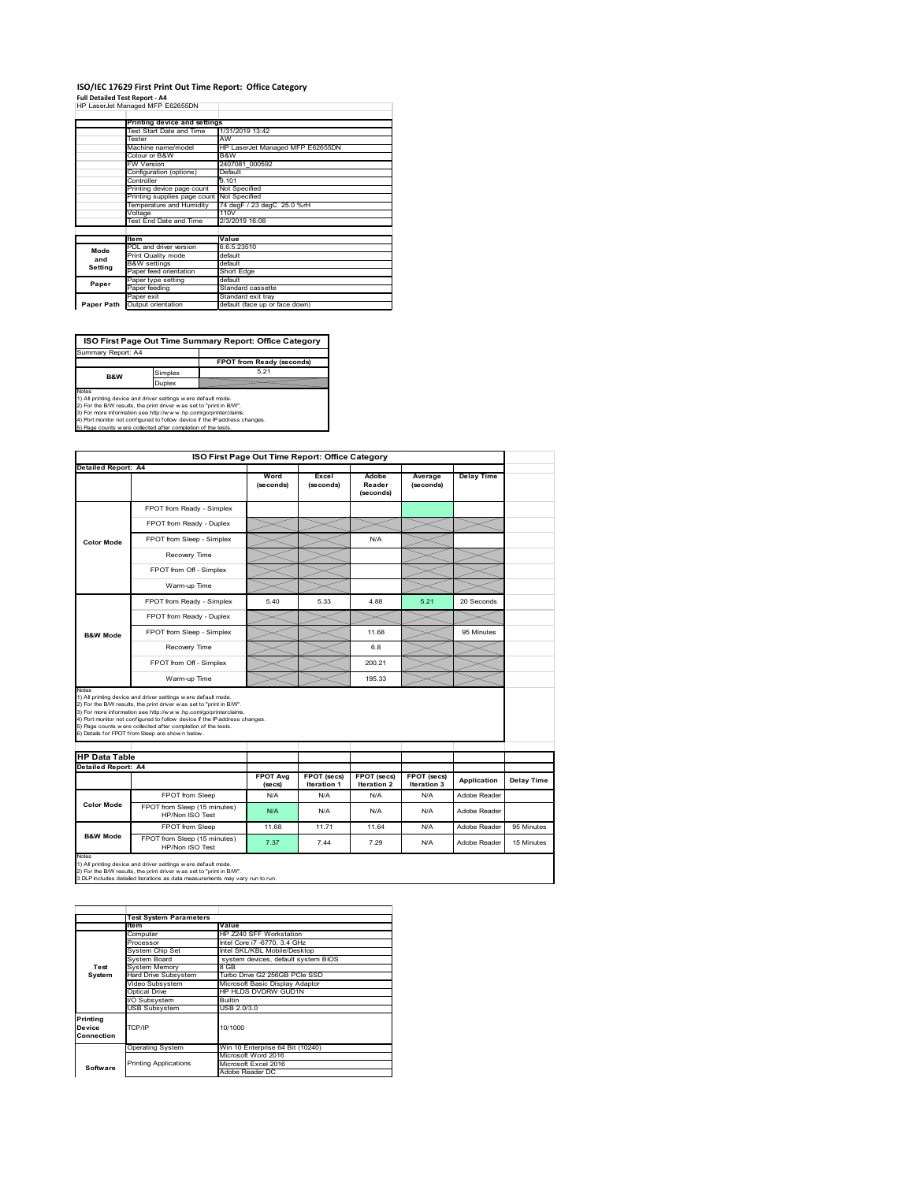# ISO/IEC 17629 First Print Out Time Report: Office Category

**Full Detailed Test Report - A4**

HP LaserJet Managed MFP E62655DN

| | Printing device and settings | |
|---|---|---|
| | Test Start Date and Time | 1/31/2019 13:42 |
| | Tester | AW |
| | Machine name/model | HP LaserJet Managed MFP E62655DN |
| | Colour or B&W | B&W |
| | FW Version | 2407081_000592 |
| | Configuration (options) | Default |
| | Controller | 9.101 |
| | Printing device page count | Not Specified |
| | Printing supplies page count | Not Specified |
| | Temperature and Humidity | 74 degF / 23 degC 25.0 %rH |
| | Voltage | 110V |
| | Test End Date and Time | 2/3/2019 16:08 |

| | Item | Value |
|---|---|---|
| Mode and Setting | PDL and driver version | 6.6.5.23510 |
| | Print Quality mode | default |
| | B&W settings | default |
| | Paper feed orientation | Short Edge |
| Paper | Paper type setting | default |
| | Paper feeding | Standard cassette |
| | Paper exit | Standard exit tray |
| Paper Path | Output orientation | default (face up or face down) |

## ISO First Page Out Time Summary Report: Office Category

Summary Report: A4

| | | FPOT from Ready (seconds) |
|---|---|---|
| B&W | Simplex | 5.21 |
| | Duplex | |

Notes
1) All printing device and driver settings were default mode.
2) For the B/W results, the print driver was set to "print in B/W".
3) For more information see http://www.hp.com/go/printerclaims.
4) Port monitor not configured to follow device if the IP address changes.
5) Page counts were collected after completion of the tests.

## ISO First Page Out Time Report: Office Category

Detailed Report: A4

| | | Word (seconds) | Excel (seconds) | Adobe Reader (seconds) | Average (seconds) | Delay Time |
|---|---|---|---|---|---|---|
| Color Mode | FPOT from Ready - Simplex | | | | | |
| | FPOT from Ready - Duplex | | | | | |
| | FPOT from Sleep - Simplex | | | N/A | | |
| | Recovery Time | | | | | |
| | FPOT from Off - Simplex | | | | | |
| | Warm-up Time | | | | | |
| B&W Mode | FPOT from Ready - Simplex | 5.40 | 5.33 | 4.88 | 5.21 | 20 Seconds |
| | FPOT from Ready - Duplex | | | | | |
| | FPOT from Sleep - Simplex | | | 11.68 | | 95 Minutes |
| | Recovery Time | | | 6.8 | | |
| | FPOT from Off - Simplex | | | 200.21 | | |
| | Warm-up Time | | | 195.33 | | |

Notes
1) All printing device and driver settings were default mode.
2) For the B/W results, the print driver was set to "print in B/W".
3) For more information see http://www.hp.com/go/printerclaims.
4) Port monitor not configured to follow device if the IP address changes.
5) Page counts were collected after completion of the tests.
6) Details for FPOT from Sleep are shown below.

## HP Data Table

Detailed Report: A4

| | | FPOT Avg (secs) | FPOT (secs) Iteration 1 | FPOT (secs) Iteration 2 | FPOT (secs) Iteration 3 | Application | Delay Time |
|---|---|---|---|---|---|---|---|
| Color Mode | FPOT from Sleep | N/A | N/A | N/A | N/A | Adobe Reader | |
| | FPOT from Sleep (15 minutes) HP/Non ISO Test | N/A | N/A | N/A | N/A | Adobe Reader | |
| B&W Mode | FPOT from Sleep | 11.68 | 11.71 | 11.64 | N/A | Adobe Reader | 95 Minutes |
| | FPOT from Sleep (15 minutes) HP/Non ISO Test | 7.37 | 7.44 | 7.29 | N/A | Adobe Reader | 15 Minutes |

Notes
1) All printing device and driver settings were default mode.
2) For the B/W results, the print driver was set to "print in B/W".
3 DLP includes detailed iterations as data measurements may vary run to run.

| | Test System Parameters | |
|---|---|---|
| | Item | Value |
| Test System | Computer | HP Z240 SFF Workstation |
| | Processor | Intel Core i7 -6770, 3.4 GHz |
| | System Chip Set | Intel SKL/KBL Mobile/Desktop |
| | System Board | system devices, default system BIOS |
| | System Memory | 8 GB |
| | Hard Drive Subsystem | Turbo Drive G2 256GB PCIe SSD |
| | Video Subsystem | Microsoft Basic Display Adaptor |
| | Optical Drive | HP HLDS DVDRW GUD1N |
| | I/O Subsystem | Builtin |
| | USB Subsystem | USB 2.0/3.0 |
| Printing Device Connection | TCP/IP | 10/1000 |
| Software | Operating System | Win 10 Enterprise 64 Bit (10240) |
| | Printing Applications | Microsoft Word 2016 |
| | | Microsoft Excel 2016 |
| | | Adobe Reader DC |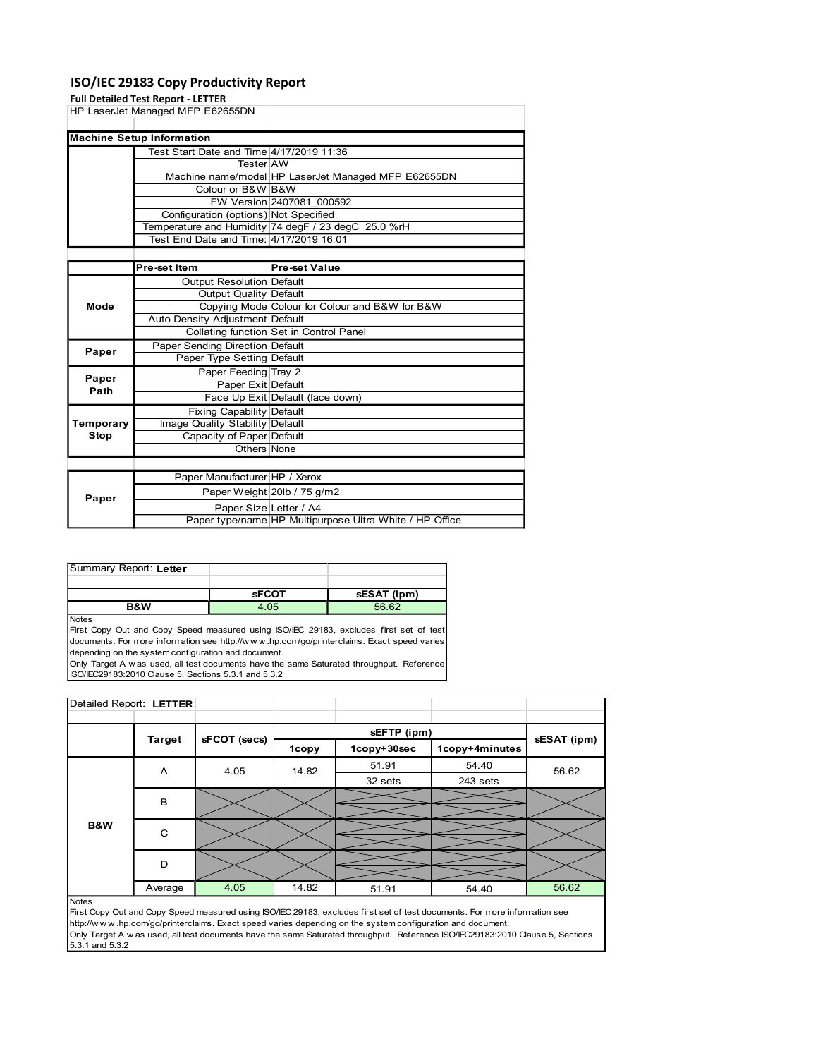# ISO/IEC 29183 Copy Productivity Report

**Full Detailed Test Report - LETTER**

HP LaserJet Managed MFP E62655DN

| Machine Setup Information | | |
|---|---|---|
| | Test Start Date and Time | 4/17/2019 11:36 |
| | Tester | AW |
| | Machine name/model | HP LaserJet Managed MFP E62655DN |
| | Colour or B&W | B&W |
| | FW Version | 2407081_000592 |
| | Configuration (options) | Not Specified |
| | Temperature and Humidity | 74 degF / 23 degC 25.0 %rH |
| | Test End Date and Time: | 4/17/2019 16:01 |
| | **Pre-set Item** | **Pre-set Value** |
| Mode | Output Resolution | Default |
| | Output Quality | Default |
| | Copying Mode | Colour for Colour and B&W for B&W |
| | Auto Density Adjustment | Default |
| | Collating function | Set in Control Panel |
| Paper | Paper Sending Direction | Default |
| | Paper Type Setting | Default |
| Paper Path | Paper Feeding | Tray 2 |
| | Paper Exit | Default |
| | Face Up Exit | Default (face down) |
| Temporary Stop | Fixing Capability | Default |
| | Image Quality Stability | Default |
| | Capacity of Paper | Default |
| | Others | None |
| Paper | Paper Manufacturer | HP / Xerox |
| | Paper Weight | 20lb / 75 g/m2 |
| | Paper Size | Letter / A4 |
| | Paper type/name | HP Multipurpose Ultra White / HP Office |

Summary Report: **Letter**

| | sFCOT | sESAT (ipm) |
|---|---|---|
| **B&W** | 4.05 | 56.62 |

Notes

First Copy Out and Copy Speed measured using ISO/IEC 29183, excludes first set of test documents. For more information see http://w w w .hp.com/go/printerclaims. Exact speed varies depending on the system configuration and document.

Only Target A w as used, all test documents have the same Saturated throughput. Reference ISO/IEC29183:2010 Clause 5, Sections 5.3.1 and 5.3.2

Detailed Report: **LETTER**

| | Target | sFCOT (secs) | sEFTP (ipm) | | | sESAT (ipm) |
|---|---|---|---|---|---|---|
| | | | 1copy | 1copy+30sec | 1copy+4minutes | |
| B&W | A | 4.05 | 14.82 | 51.91 | 54.40 | 56.62 |
| | | | | 32 sets | 243 sets | |
| | B | | | | | |
| | C | | | | | |
| | D | | | | | |
| | Average | 4.05 | 14.82 | 51.91 | 54.40 | 56.62 |

Notes

First Copy Out and Copy Speed measured using ISO/IEC 29183, excludes first set of test documents. For more information see http://w w w .hp.com/go/printerclaims. Exact speed varies depending on the system configuration and document.

Only Target A w as used, all test documents have the same Saturated throughput. Reference ISO/IEC29183:2010 Clause 5, Sections 5.3.1 and 5.3.2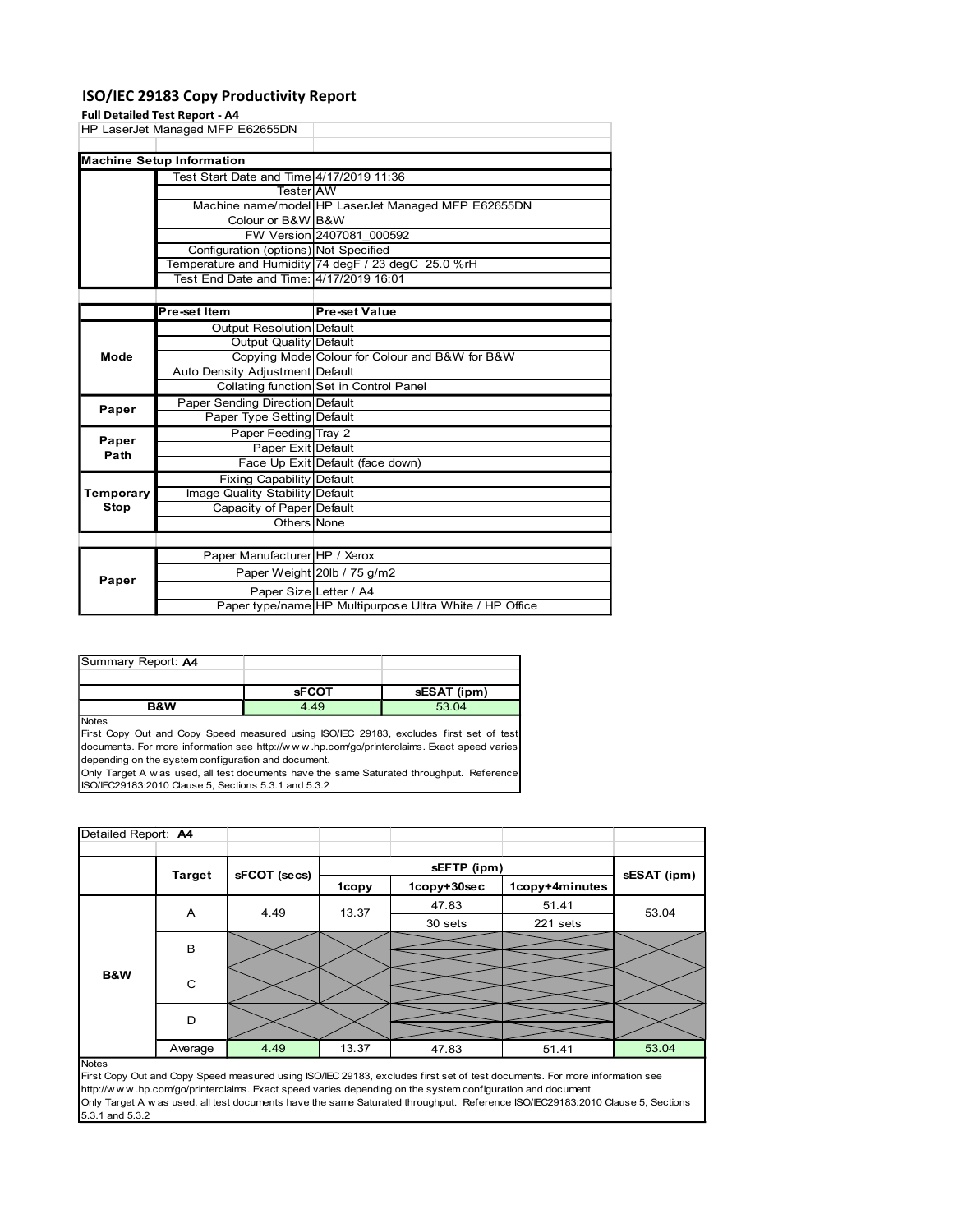# ISO/IEC 29183 Copy Productivity Report

**Full Detailed Test Report - A4**

HP LaserJet Managed MFP E62655DN

| Machine Setup Information | | |
|---|---|---|
| | Test Start Date and Time | 4/17/2019 11:36 |
| | Tester | AW |
| | Machine name/model | HP LaserJet Managed MFP E62655DN |
| | Colour or B&W | B&W |
| | FW Version | 2407081_000592 |
| | Configuration (options) | Not Specified |
| | Temperature and Humidity | 74 degF / 23 degC 25.0 %rH |
| | Test End Date and Time: | 4/17/2019 16:01 |

| | Pre-set Item | Pre-set Value |
|---|---|---|
| Mode | Output Resolution | Default |
| | Output Quality | Default |
| | Copying Mode | Colour for Colour and B&W for B&W |
| | Auto Density Adjustment | Default |
| | Collating function | Set in Control Panel |
| Paper | Paper Sending Direction | Default |
| | Paper Type Setting | Default |
| Paper Path | Paper Feeding | Tray 2 |
| | Paper Exit | Default |
| | Face Up Exit | Default (face down) |
| Temporary Stop | Fixing Capability | Default |
| | Image Quality Stability | Default |
| | Capacity of Paper | Default |
| | Others | None |

| | | |
|---|---|---|
| Paper | Paper Manufacturer | HP / Xerox |
| | Paper Weight | 20lb / 75 g/m2 |
| | Paper Size | Letter / A4 |
| | Paper type/name | HP Multipurpose Ultra White / HP Office |

Summary Report: **A4**

| | sFCOT | sESAT (ipm) |
|---|---|---|
| B&W | 4.49 | 53.04 |

Notes

First Copy Out and Copy Speed measured using ISO/IEC 29183, excludes first set of test documents. For more information see http://www.hp.com/go/printerclaims. Exact speed varies depending on the system configuration and document.

Only Target A was used, all test documents have the same Saturated throughput. Reference ISO/IEC29183:2010 Clause 5, Sections 5.3.1 and 5.3.2

Detailed Report: **A4**

| | Target | sFCOT (secs) | sEFTP (ipm) | | | sESAT (ipm) |
|---|---|---|---|---|---|---|
| | | | 1copy | 1copy+30sec | 1copy+4minutes | |
| B&W | A | 4.49 | 13.37 | 47.83 | 51.41 | 53.04 |
| | | | | 30 sets | 221 sets | |
| | B | | | | | |
| | C | | | | | |
| | D | | | | | |
| | Average | 4.49 | 13.37 | 47.83 | 51.41 | 53.04 |

Notes

First Copy Out and Copy Speed measured using ISO/IEC 29183, excludes first set of test documents. For more information see http://www.hp.com/go/printerclaims. Exact speed varies depending on the system configuration and document.

Only Target A was used, all test documents have the same Saturated throughput. Reference ISO/IEC29183:2010 Clause 5, Sections 5.3.1 and 5.3.2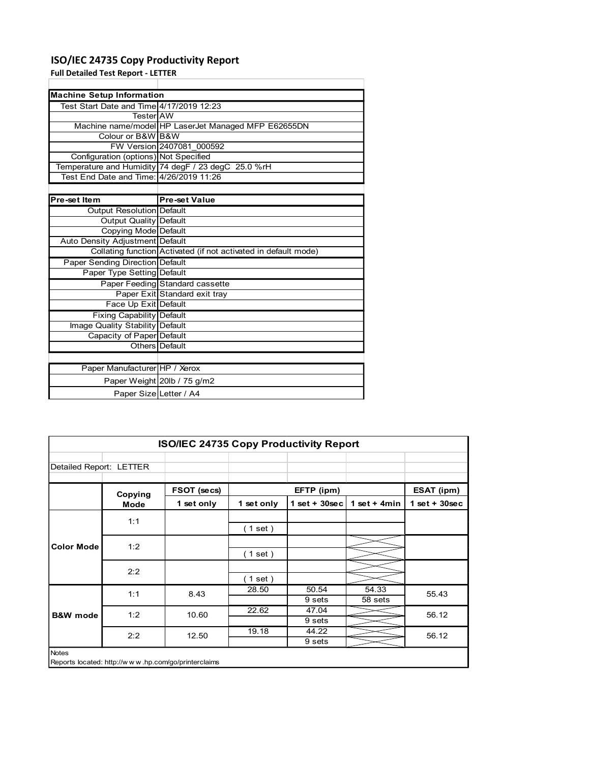# ISO/IEC 24735 Copy Productivity Report

**Full Detailed Test Report - LETTER**

| Machine Setup Information | |
|---|---|
| Test Start Date and Time | 4/17/2019 12:23 |
| Tester | AW |
| Machine name/model | HP LaserJet Managed MFP E62655DN |
| Colour or B&W | B&W |
| FW Version | 2407081_000592 |
| Configuration (options) | Not Specified |
| Temperature and Humidity | 74 degF / 23 degC 25.0 %rH |
| Test End Date and Time: | 4/26/2019 11:26 |

| Pre-set Item | Pre-set Value |
|---|---|
| Output Resolution | Default |
| Output Quality | Default |
| Copying Mode | Default |
| Auto Density Adjustment | Default |
| Collating function | Activated (if not activated in default mode) |
| Paper Sending Direction | Default |
| Paper Type Setting | Default |
| Paper Feeding | Standard cassette |
| Paper Exit | Standard exit tray |
| Face Up Exit | Default |
| Fixing Capability | Default |
| Image Quality Stability | Default |
| Capacity of Paper | Default |
| Others | Default |

| | |
|---|---|
| Paper Manufacturer | HP / Xerox |
| Paper Weight | 20lb / 75 g/m2 |
| Paper Size | Letter / A4 |

**ISO/IEC 24735 Copy Productivity Report**

Detailed Report: LETTER

| | Copying Mode | FSOT (secs) | EFTP (ipm) | | | ESAT (ipm) |
|---|---|---|---|---|---|---|
| | | 1 set only | 1 set only | 1 set + 30sec | 1 set + 4min | 1 set + 30sec |
| Color Mode | 1:1 | | ( 1 set ) | | | |
| | 1:2 | | ( 1 set ) | | | |
| | 2:2 | | ( 1 set ) | | | |
| B&W mode | 1:1 | 8.43 | 28.50 | 50.54<br>9 sets | 54.33<br>58 sets | 55.43 |
| | 1:2 | 10.60 | 22.62 | 47.04<br>9 sets | | 56.12 |
| | 2:2 | 12.50 | 19.18 | 44.22<br>9 sets | | 56.12 |

Notes

Reports located: http://www.hp.com/go/printerclaims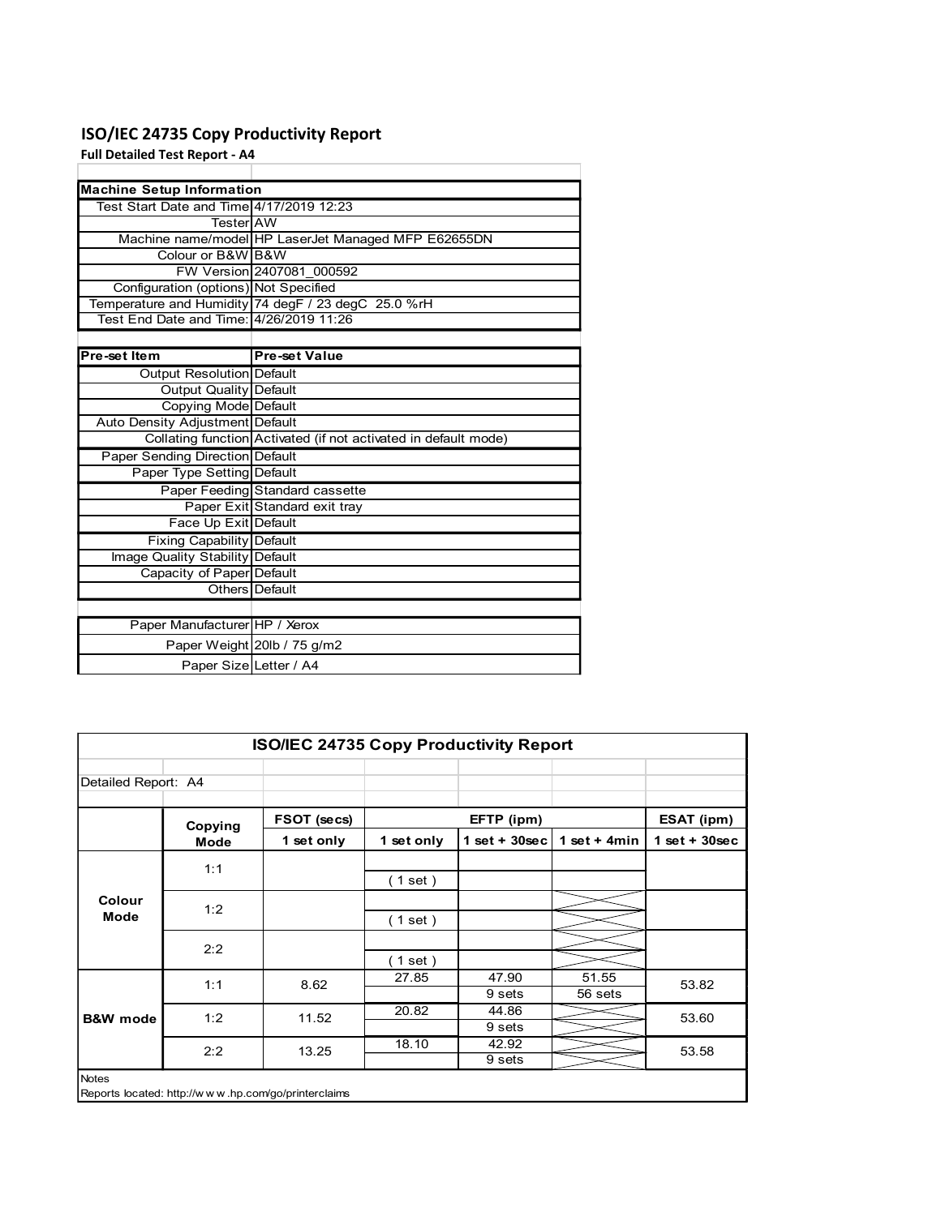# ISO/IEC 24735 Copy Productivity Report

**Full Detailed Test Report - A4**

| Machine Setup Information | |
|---|---|
| Test Start Date and Time | 4/17/2019 12:23 |
| Tester | AW |
| Machine name/model | HP LaserJet Managed MFP E62655DN |
| Colour or B&W | B&W |
| FW Version | 2407081_000592 |
| Configuration (options) | Not Specified |
| Temperature and Humidity | 74 degF / 23 degC 25.0 %rH |
| Test End Date and Time: | 4/26/2019 11:26 |

| Pre-set Item | Pre-set Value |
|---|---|
| Output Resolution | Default |
| Output Quality | Default |
| Copying Mode | Default |
| Auto Density Adjustment | Default |
| Collating function | Activated (if not activated in default mode) |
| Paper Sending Direction | Default |
| Paper Type Setting | Default |
| Paper Feeding | Standard cassette |
| Paper Exit | Standard exit tray |
| Face Up Exit | Default |
| Fixing Capability | Default |
| Image Quality Stability | Default |
| Capacity of Paper | Default |
| Others | Default |

| | |
|---|---|
| Paper Manufacturer | HP / Xerox |
| Paper Weight | 20lb / 75 g/m2 |
| Paper Size | Letter / A4 |

**ISO/IEC 24735 Copy Productivity Report**

Detailed Report: A4

| | Copying Mode | FSOT (secs) | EFTP (ipm) | | | ESAT (ipm) |
|---|---|---|---|---|---|---|
| | | 1 set only | 1 set only | 1 set + 30sec | 1 set + 4min | 1 set + 30sec |
| Colour Mode | 1:1 | | ( 1 set ) | | | |
| | 1:2 | | ( 1 set ) | | | |
| | 2:2 | | ( 1 set ) | | | |
| B&W mode | 1:1 | 8.62 | 27.85 | 47.90<br>9 sets | 51.55<br>56 sets | 53.82 |
| | 1:2 | 11.52 | 20.82 | 44.86<br>9 sets | | 53.60 |
| | 2:2 | 13.25 | 18.10 | 42.92<br>9 sets | | 53.58 |

Notes

Reports located: http://w w w .hp.com/go/printerclaims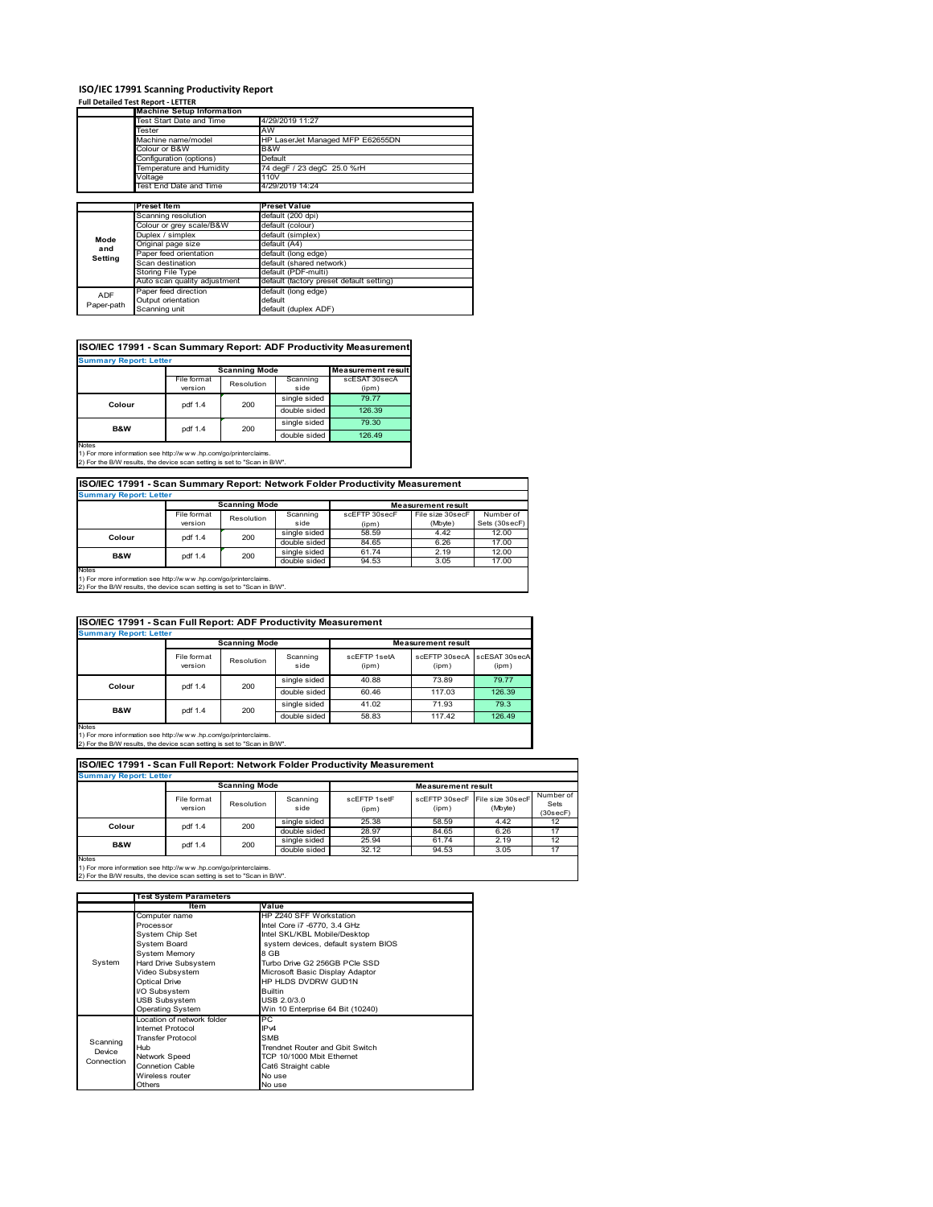# ISO/IEC 17991 Scanning Productivity Report

**Full Detailed Test Report - LETTER**

| | Machine Setup Information | |
|---|---|---|
| | Test Start Date and Time | 4/29/2019 11:27 |
| | Tester | AW |
| | Machine name/model | HP LaserJet Managed MFP E62655DN |
| | Colour or B&W | B&W |
| | Configuration (options) | Default |
| | Temperature and Humidity | 74 degF / 23 degC 25.0 %rH |
| | Voltage | 110V |
| | Test End Date and Time | 4/29/2019 14:24 |

| | Preset Item | Preset Value |
|---|---|---|
| Mode and Setting | Scanning resolution | default (200 dpi) |
| | Colour or grey scale/B&W | default (colour) |
| | Duplex / simplex | default (simplex) |
| | Original page size | default (A4) |
| | Paper feed orientation | default (long edge) |
| | Scan destination | default (shared network) |
| | Storing File Type | default (PDF-multi) |
| | Auto scan quality adjustment | default (factory preset default setting) |
| ADF Paper-path | Paper feed direction | default (long edge) |
| | Output orientation | default |
| | Scanning unit | default (duplex ADF) |

## ISO/IEC 17991 - Scan Summary Report: ADF Productivity Measurement

**Summary Report: Letter**

| | Scanning Mode | | | Measurement result |
|---|---|---|---|---|
| | File format version | Resolution | Scanning side | scESAT 30secA (ipm) |
| Colour | pdf 1.4 | 200 | single sided | 79.77 |
| | | | double sided | 126.39 |
| B&W | pdf 1.4 | 200 | single sided | 79.30 |
| | | | double sided | 126.49 |

Notes
1) For more information see http://www.hp.com/go/printerclaims.
2) For the B/W results, the device scan setting is set to "Scan in B/W".

## ISO/IEC 17991 - Scan Summary Report: Network Folder Productivity Measurement

**Summary Report: Letter**

| | Scanning Mode | | | Measurement result | | |
|---|---|---|---|---|---|---|
| | File format version | Resolution | Scanning side | scEFTP 30secF (ipm) | File size 30secF (Mbyte) | Number of Sets (30secF) |
| Colour | pdf 1.4 | 200 | single sided | 58.59 | 4.42 | 12.00 |
| | | | double sided | 84.65 | 6.26 | 17.00 |
| B&W | pdf 1.4 | 200 | single sided | 61.74 | 2.19 | 12.00 |
| | | | double sided | 94.53 | 3.05 | 17.00 |

Notes
1) For more information see http://www.hp.com/go/printerclaims.
2) For the B/W results, the device scan setting is set to "Scan in B/W".

## ISO/IEC 17991 - Scan Full Report: ADF Productivity Measurement

**Summary Report: Letter**

| | Scanning Mode | | | Measurement result | | |
|---|---|---|---|---|---|---|
| | File format version | Resolution | Scanning side | scEFTP 1setA (ipm) | scEFTP 30secA (ipm) | scESAT 30secA (ipm) |
| Colour | pdf 1.4 | 200 | single sided | 40.88 | 73.89 | 79.77 |
| | | | double sided | 60.46 | 117.03 | 126.39 |
| B&W | pdf 1.4 | 200 | single sided | 41.02 | 71.93 | 79.3 |
| | | | double sided | 58.83 | 117.42 | 126.49 |

Notes
1) For more information see http://www.hp.com/go/printerclaims.
2) For the B/W results, the device scan setting is set to "Scan in B/W".

## ISO/IEC 17991 - Scan Full Report: Network Folder Productivity Measurement

**Summary Report: Letter**

| | Scanning Mode | | | Measurement result | | | |
|---|---|---|---|---|---|---|---|
| | File format version | Resolution | Scanning side | scEFTP 1setF (ipm) | scEFTP 30secF (ipm) | File size 30secF (Mbyte) | Number of Sets (30secF) |
| Colour | pdf 1.4 | 200 | single sided | 25.38 | 58.59 | 4.42 | 12 |
| | | | double sided | 28.97 | 84.65 | 6.26 | 17 |
| B&W | pdf 1.4 | 200 | single sided | 25.94 | 61.74 | 2.19 | 12 |
| | | | double sided | 32.12 | 94.53 | 3.05 | 17 |

Notes
1) For more information see http://www.hp.com/go/printerclaims.
2) For the B/W results, the device scan setting is set to "Scan in B/W".

| | Test System Parameters | |
|---|---|---|
| | Item | Value |
| System | Computer name | HP Z240 SFF Workstation |
| | Processor | Intel Core i7 -6770, 3.4 GHz |
| | System Chip Set | Intel SKL/KBL Mobile/Desktop |
| | System Board | system devices, default system BIOS |
| | System Memory | 8 GB |
| | Hard Drive Subsystem | Turbo Drive G2 256GB PCIe SSD |
| | Video Subsystem | Microsoft Basic Display Adaptor |
| | Optical Drive | HP HLDS DVDRW GUD1N |
| | I/O Subsystem | Builtin |
| | USB Subsystem | USB 2.0/3.0 |
| | Operating System | Win 10 Enterprise 64 Bit (10240) |
| Scanning Device Connection | Location of network folder | PC |
| | Internet Protocol | IPv4 |
| | Transfer Protocol | SMB |
| | Hub | Trendnet Router and Gbit Switch |
| | Network Speed | TCP 10/1000 Mbit Ethernet |
| | Connetion Cable | Cat6 Straight cable |
| | Wireless router | No use |
| | Others | No use |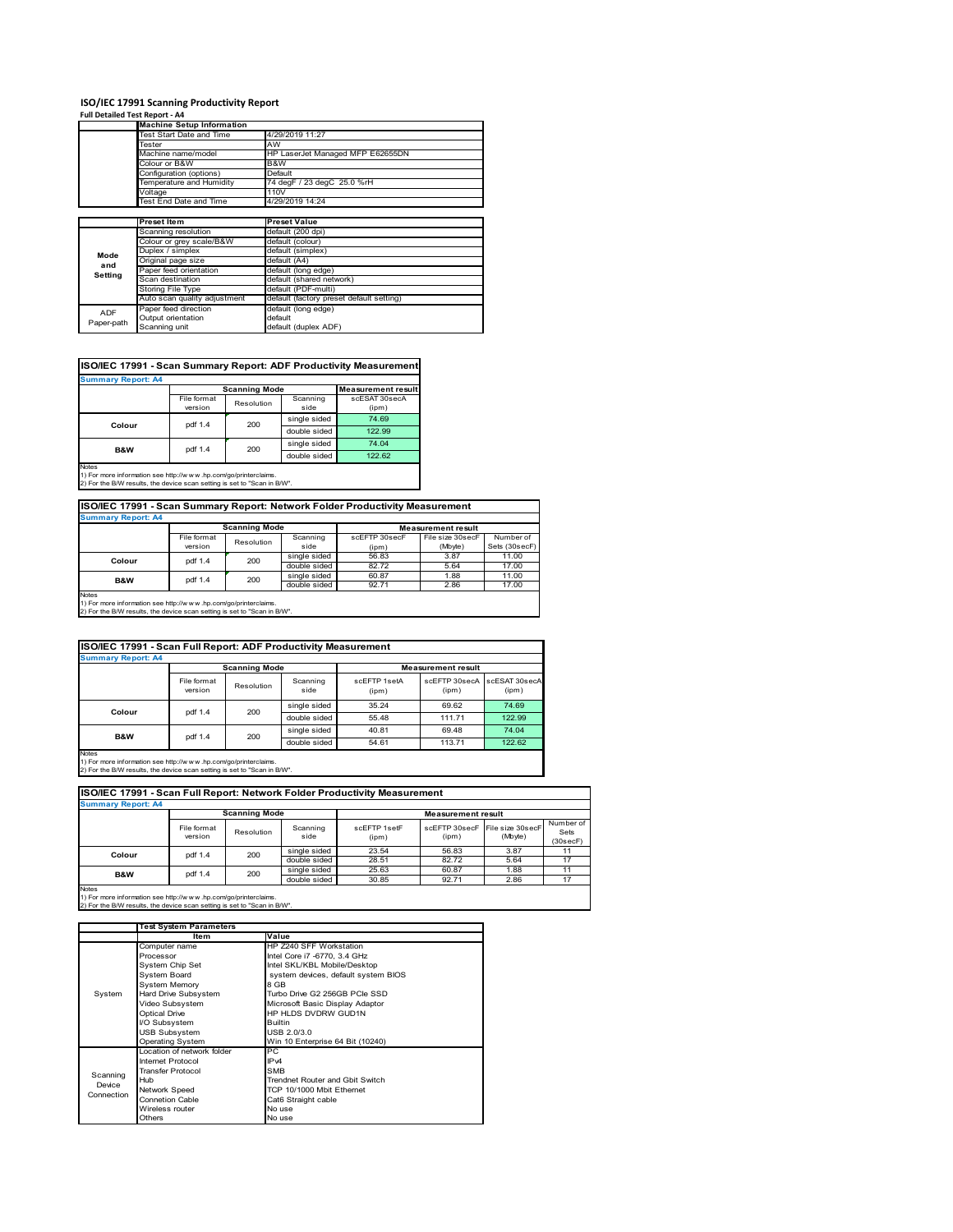# ISO/IEC 17991 Scanning Productivity Report

**Full Detailed Test Report - A4**

| | Machine Setup Information | |
|---|---|---|
| | Test Start Date and Time | 4/29/2019 11:27 |
| | Tester | AW |
| | Machine name/model | HP LaserJet Managed MFP E62655DN |
| | Colour or B&W | B&W |
| | Configuration (options) | Default |
| | Temperature and Humidity | 74 degF / 23 degC 25.0 %rH |
| | Voltage | 110V |
| | Test End Date and Time | 4/29/2019 14:24 |

| | Preset Item | Preset Value |
|---|---|---|
| Mode and Setting | Scanning resolution | default (200 dpi) |
| | Colour or grey scale/B&W | default (colour) |
| | Duplex / simplex | default (simplex) |
| | Original page size | default (A4) |
| | Paper feed orientation | default (long edge) |
| | Scan destination | default (shared network) |
| | Storing File Type | default (PDF-multi) |
| | Auto scan quality adjustment | default (factory preset default setting) |
| ADF Paper-path | Paper feed direction | default (long edge) |
| | Output orientation | default |
| | Scanning unit | default (duplex ADF) |

## ISO/IEC 17991 - Scan Summary Report: ADF Productivity Measurement

**Summary Report: A4**

| | Scanning Mode | | | Measurement result |
|---|---|---|---|---|
| | File format version | Resolution | Scanning side | scESAT 30secA (ipm) |
| Colour | pdf 1.4 | 200 | single sided | 74.69 |
| | | | double sided | 122.99 |
| B&W | pdf 1.4 | 200 | single sided | 74.04 |
| | | | double sided | 122.62 |

Notes
1) For more information see http://www.hp.com/go/printerclaims.
2) For the B/W results, the device scan setting is set to "Scan in B/W".

## ISO/IEC 17991 - Scan Summary Report: Network Folder Productivity Measurement

**Summary Report: A4**

| | Scanning Mode | | | Measurement result | | |
|---|---|---|---|---|---|---|
| | File format version | Resolution | Scanning side | scEFTP 30secF (ipm) | File size 30secF (Mbyte) | Number of Sets (30secF) |
| Colour | pdf 1.4 | 200 | single sided | 56.83 | 3.87 | 11.00 |
| | | | double sided | 82.72 | 5.64 | 17.00 |
| B&W | pdf 1.4 | 200 | single sided | 60.87 | 1.88 | 11.00 |
| | | | double sided | 92.71 | 2.86 | 17.00 |

Notes
1) For more information see http://www.hp.com/go/printerclaims.
2) For the B/W results, the device scan setting is set to "Scan in B/W".

## ISO/IEC 17991 - Scan Full Report: ADF Productivity Measurement

**Summary Report: A4**

| | Scanning Mode | | | Measurement result | | |
|---|---|---|---|---|---|---|
| | File format version | Resolution | Scanning side | scEFTP 1setA (ipm) | scEFTP 30secA (ipm) | scESAT 30secA (ipm) |
| Colour | pdf 1.4 | 200 | single sided | 35.24 | 69.62 | 74.69 |
| | | | double sided | 55.48 | 111.71 | 122.99 |
| B&W | pdf 1.4 | 200 | single sided | 40.81 | 69.48 | 74.04 |
| | | | double sided | 54.61 | 113.71 | 122.62 |

Notes
1) For more information see http://www.hp.com/go/printerclaims.
2) For the B/W results, the device scan setting is set to "Scan in B/W".

## ISO/IEC 17991 - Scan Full Report: Network Folder Productivity Measurement

**Summary Report: A4**

| | Scanning Mode | | | Measurement result | | | |
|---|---|---|---|---|---|---|---|
| | File format version | Resolution | Scanning side | scEFTP 1setF (ipm) | scEFTP 30secF (ipm) | File size 30secF (Mbyte) | Number of Sets (30secF) |
| Colour | pdf 1.4 | 200 | single sided | 23.54 | 56.83 | 3.87 | 11 |
| | | | double sided | 28.51 | 82.72 | 5.64 | 17 |
| B&W | pdf 1.4 | 200 | single sided | 25.63 | 60.87 | 1.88 | 11 |
| | | | double sided | 30.85 | 92.71 | 2.86 | 17 |

Notes
1) For more information see http://www.hp.com/go/printerclaims.
2) For the B/W results, the device scan setting is set to "Scan in B/W".

| | Test System Parameters | |
|---|---|---|
| | Item | Value |
| System | Computer name | HP Z240 SFF Workstation |
| | Processor | Intel Core i7 -6770, 3.4 GHz |
| | System Chip Set | Intel SKL/KBL Mobile/Desktop |
| | System Board | system devices, default system BIOS |
| | System Memory | 8 GB |
| | Hard Drive Subsystem | Turbo Drive G2 256GB PCIe SSD |
| | Video Subsystem | Microsoft Basic Display Adaptor |
| | Optical Drive | HP HLDS DVDRW GUD1N |
| | I/O Subsystem | Builtin |
| | USB Subsystem | USB 2.0/3.0 |
| | Operating System | Win 10 Enterprise 64 Bit (10240) |
| Scanning Device Connection | Location of network folder | PC |
| | Internet Protocol | IPv4 |
| | Transfer Protocol | SMB |
| | Hub | Trendnet Router and Gbit Switch |
| | Network Speed | TCP 10/1000 Mbit Ethernet |
| | Connetion Cable | Cat6 Straight cable |
| | Wireless router | No use |
| | Others | No use |